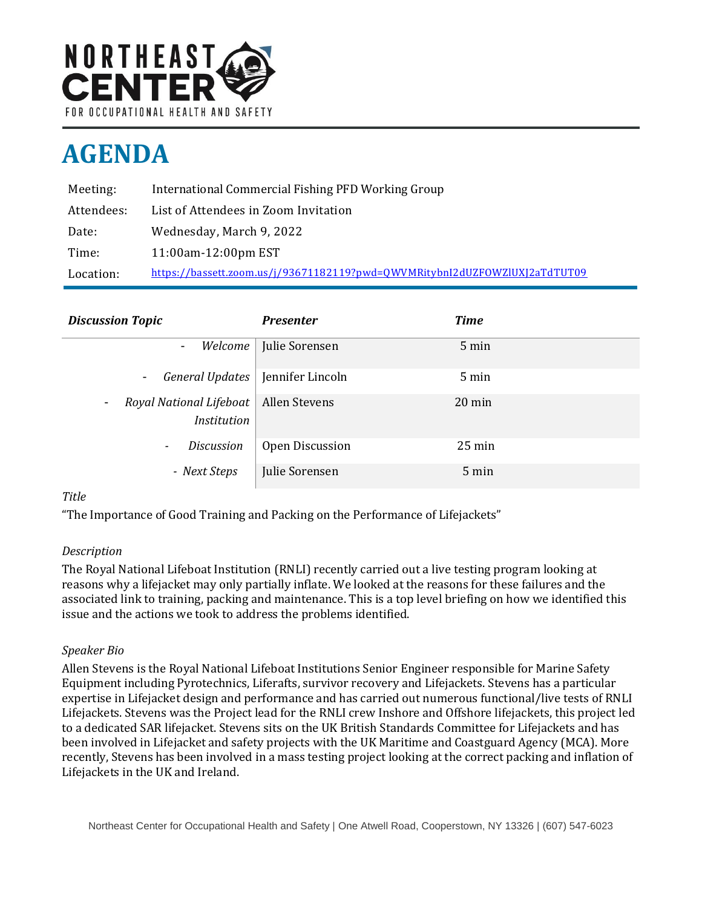# NORTHEAST CENTER

FOR OCCUPATIONAL HEALTH AND SAFETY

# AGENDA

| | |
|---|---|
| Meeting: | International Commercial Fishing PFD Working Group |
| Attendees: | List of Attendees in Zoom Invitation |
| Date: | Wednesday, March 9, 2022 |
| Time: | 11:00am-12:00pm EST |
| Location: | https://bassett.zoom.us/j/93671182119?pwd=QWVMRitybnI2dUZFOWZlUXJ2aTdTUT09 |

| *Discussion Topic* | *Presenter* | *Time* |
|---|---|---|
| - *Welcome* | Julie Sorensen | 5 min |
| - *General Updates* | Jennifer Lincoln | 5 min |
| - *Royal National Lifeboat Institution* | Allen Stevens | 20 min |
| - *Discussion* | Open Discussion | 25 min |
| - *Next Steps* | Julie Sorensen | 5 min |

*Title*

"The Importance of Good Training and Packing on the Performance of Lifejackets"

*Description*

The Royal National Lifeboat Institution (RNLI) recently carried out a live testing program looking at reasons why a lifejacket may only partially inflate. We looked at the reasons for these failures and the associated link to training, packing and maintenance. This is a top level briefing on how we identified this issue and the actions we took to address the problems identified.

*Speaker Bio*

Allen Stevens is the Royal National Lifeboat Institutions Senior Engineer responsible for Marine Safety Equipment including Pyrotechnics, Liferafts, survivor recovery and Lifejackets. Stevens has a particular expertise in Lifejacket design and performance and has carried out numerous functional/live tests of RNLI Lifejackets. Stevens was the Project lead for the RNLI crew Inshore and Offshore lifejackets, this project led to a dedicated SAR lifejacket. Stevens sits on the UK British Standards Committee for Lifejackets and has been involved in Lifejacket and safety projects with the UK Maritime and Coastguard Agency (MCA). More recently, Stevens has been involved in a mass testing project looking at the correct packing and inflation of Lifejackets in the UK and Ireland.

Northeast Center for Occupational Health and Safety | One Atwell Road, Cooperstown, NY 13326 | (607) 547-6023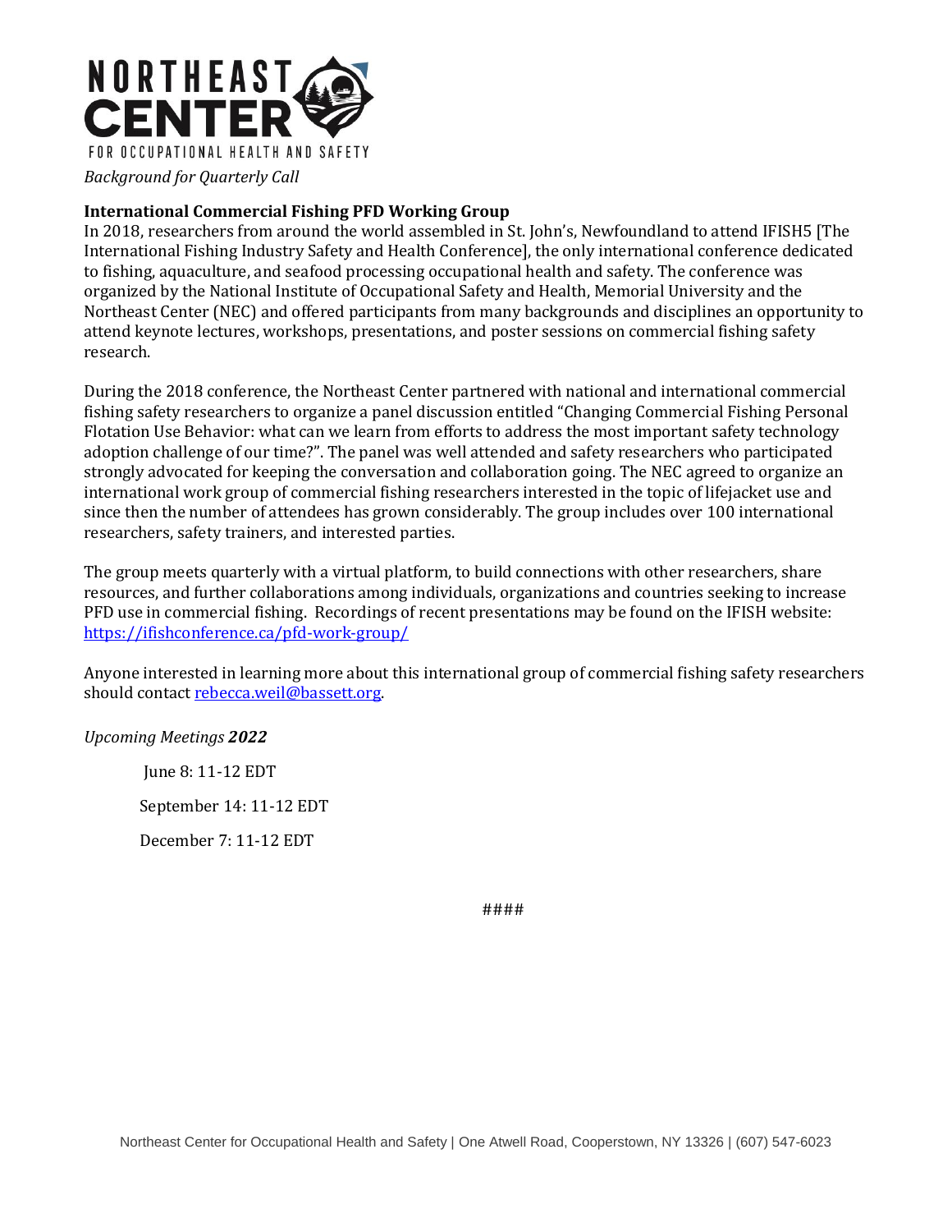# NORTHEAST CENTER

FOR OCCUPATIONAL HEALTH AND SAFETY

*Background for Quarterly Call*

**International Commercial Fishing PFD Working Group**

In 2018, researchers from around the world assembled in St. John's, Newfoundland to attend IFISH5 [The International Fishing Industry Safety and Health Conference], the only international conference dedicated to fishing, aquaculture, and seafood processing occupational health and safety. The conference was organized by the National Institute of Occupational Safety and Health, Memorial University and the Northeast Center (NEC) and offered participants from many backgrounds and disciplines an opportunity to attend keynote lectures, workshops, presentations, and poster sessions on commercial fishing safety research.

During the 2018 conference, the Northeast Center partnered with national and international commercial fishing safety researchers to organize a panel discussion entitled "Changing Commercial Fishing Personal Flotation Use Behavior: what can we learn from efforts to address the most important safety technology adoption challenge of our time?". The panel was well attended and safety researchers who participated strongly advocated for keeping the conversation and collaboration going. The NEC agreed to organize an international work group of commercial fishing researchers interested in the topic of lifejacket use and since then the number of attendees has grown considerably. The group includes over 100 international researchers, safety trainers, and interested parties.

The group meets quarterly with a virtual platform, to build connections with other researchers, share resources, and further collaborations among individuals, organizations and countries seeking to increase PFD use in commercial fishing. Recordings of recent presentations may be found on the IFISH website: [https://ifishconference.ca/pfd-work-group/](https://ifishconference.ca/pfd-work-group/)

Anyone interested in learning more about this international group of commercial fishing safety researchers should contact [rebecca.weil@bassett.org](mailto:rebecca.weil@bassett.org).

*Upcoming Meetings* ***2022***

June 8: 11-12 EDT

September 14: 11-12 EDT

December 7: 11-12 EDT

####

Northeast Center for Occupational Health and Safety | One Atwell Road, Cooperstown, NY 13326 | (607) 547-6023